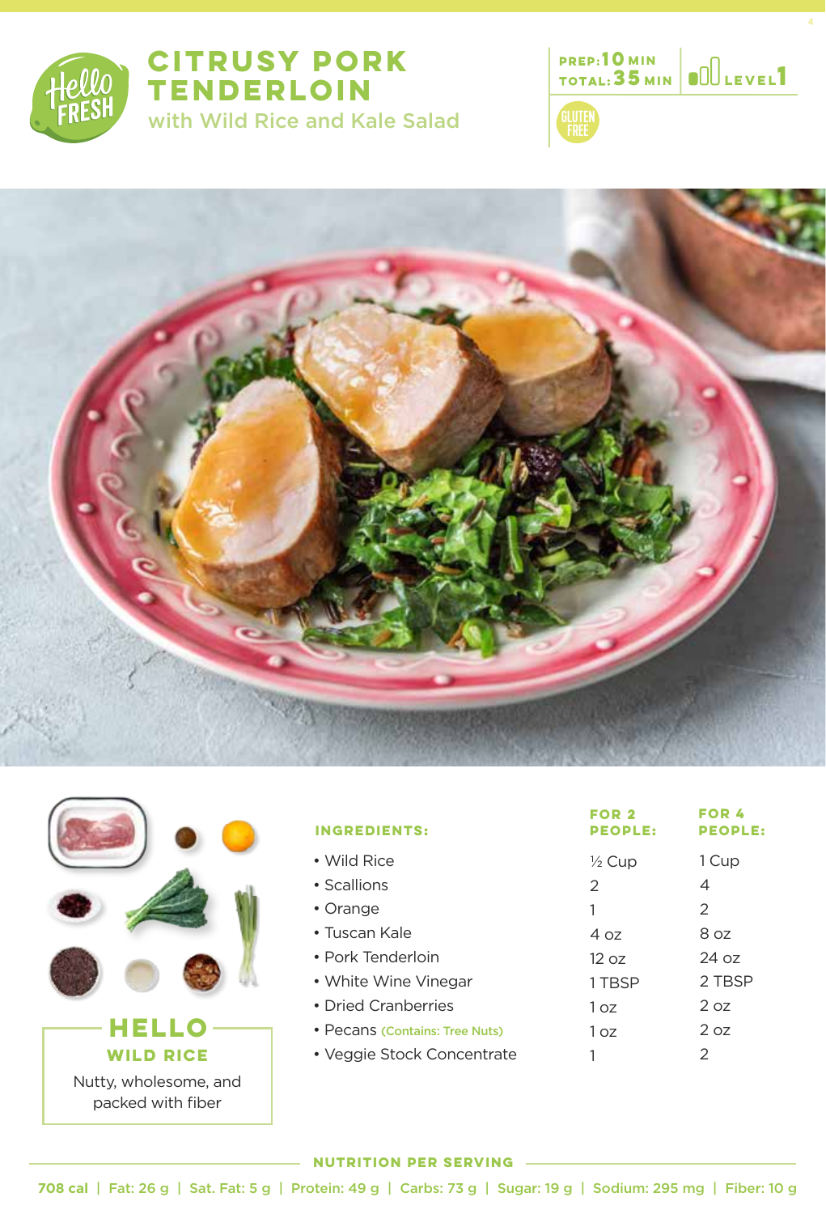# CITRUSY PORK TENDERLOIN

## with Wild Rice and Kale Salad

PREP: 10 MIN
TOTAL: 35 MIN
LEVEL 1

GLUTEN FREE

## HELLO WILD RICE

Nutty, wholesome, and packed with fiber

| INGREDIENTS: | FOR 2 PEOPLE: | FOR 4 PEOPLE: |
| --- | --- | --- |
| • Wild Rice | ½ Cup | 1 Cup |
| • Scallions | 2 | 4 |
| • Orange | 1 | 2 |
| • Tuscan Kale | 4 oz | 8 oz |
| • Pork Tenderloin | 12 oz | 24 oz |
| • White Wine Vinegar | 1 TBSP | 2 TBSP |
| • Dried Cranberries | 1 oz | 2 oz |
| • Pecans (Contains: Tree Nuts) | 1 oz | 2 oz |
| • Veggie Stock Concentrate | 1 | 2 |

### NUTRITION PER SERVING

708 cal | Fat: 26 g | Sat. Fat: 5 g | Protein: 49 g | Carbs: 73 g | Sugar: 19 g | Sodium: 295 mg | Fiber: 10 g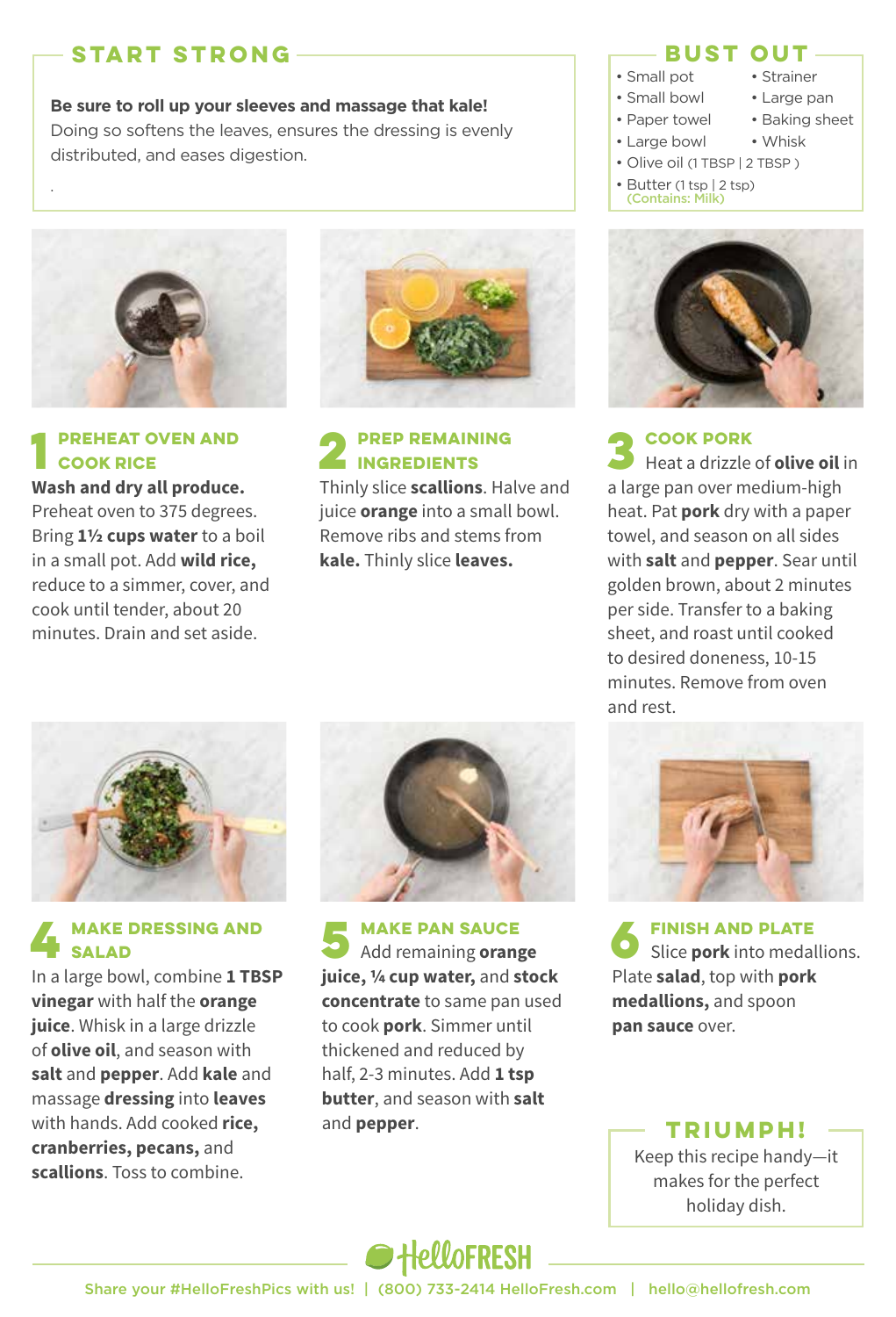## START STRONG

**Be sure to roll up your sleeves and massage that kale!** Doing so softens the leaves, ensures the dressing is evenly distributed, and eases digestion.

.

## BUST OUT

- Small pot
- Small bowl
- Paper towel
- Large bowl
- Strainer
- Large pan
- Baking sheet
- Whisk
- Olive oil (1 TBSP | 2 TBSP )
- Butter (1 tsp | 2 tsp) (Contains: Milk)

### 1 PREHEAT OVEN AND COOK RICE

**Wash and dry all produce.** Preheat oven to 375 degrees. Bring **1½ cups water** to a boil in a small pot. Add **wild rice,** reduce to a simmer, cover, and cook until tender, about 20 minutes. Drain and set aside.

### 2 PREP REMAINING INGREDIENTS

Thinly slice **scallions**. Halve and juice **orange** into a small bowl. Remove ribs and stems from **kale.** Thinly slice **leaves.**

### 3 COOK PORK

Heat a drizzle of **olive oil** in a large pan over medium-high heat. Pat **pork** dry with a paper towel, and season on all sides with **salt** and **pepper**. Sear until golden brown, about 2 minutes per side. Transfer to a baking sheet, and roast until cooked to desired doneness, 10-15 minutes. Remove from oven and rest.

### 4 MAKE DRESSING AND SALAD

In a large bowl, combine **1 TBSP vinegar** with half the **orange juice**. Whisk in a large drizzle of **olive oil**, and season with **salt** and **pepper**. Add **kale** and massage **dressing** into **leaves** with hands. Add cooked **rice, cranberries, pecans,** and **scallions**. Toss to combine.

### 5 MAKE PAN SAUCE

Add remaining **orange juice, ¼ cup water,** and **stock concentrate** to same pan used to cook **pork**. Simmer until thickened and reduced by half, 2-3 minutes. Add **1 tsp butter**, and season with **salt** and **pepper**.

### 6 FINISH AND PLATE

Slice **pork** into medallions. Plate **salad**, top with **pork medallions,** and spoon **pan sauce** over.

## TRIUMPH!

Keep this recipe handy—it makes for the perfect holiday dish.

HelloFRESH

Share your #HelloFreshPics with us! | (800) 733-2414 HelloFresh.com | hello@hellofresh.com